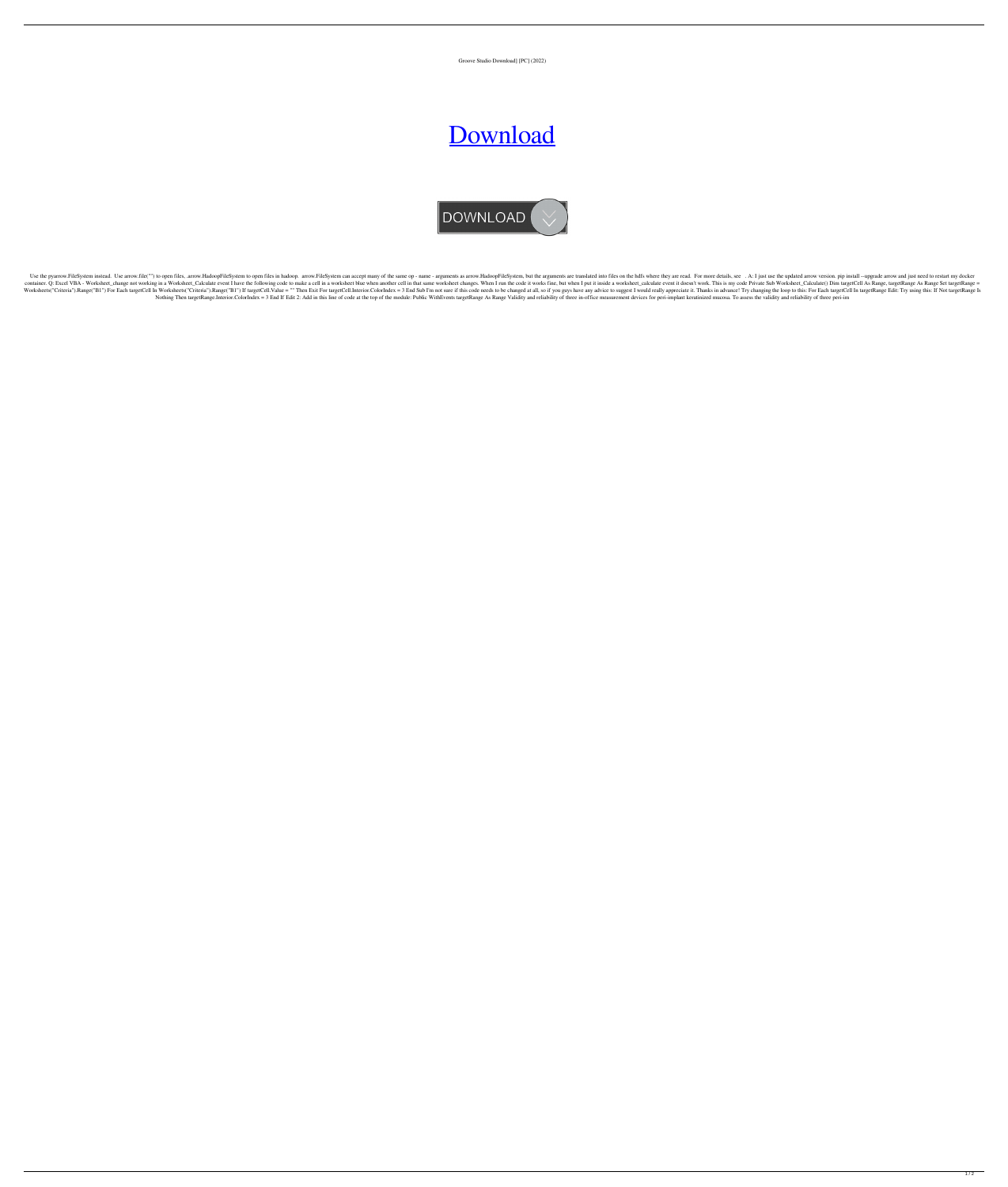Groove Studio Download] [PC] (2022)

# [Download]

DOWNLOAD

Use the pyarrow.FileSystem instead. Use arrow.file("") to open files, .arrow.HadoopFileSystem to open files in hadoop. arrow.FileSystem can accept many of the same op - name - arguments as arrow.HadoopFileSystem, but the arguments are translated into files on the hdfs where they are read. For more details, see . A: I just use the updated arrow version. pip install --upgrade arrow and just need to restart my docker container. Q: Excel VBA - Worksheet_change not working in a Worksheet_Calculate event I have the following code to make a cell in a worksheet blue when another cell in that same worksheet changes. When I run the code it works fine, but when I put it inside a worksheet_calculate event it doesn't work. This is my code Private Sub Worksheet_Calculate() Dim targetCell As Range, targetRange As Range Set targetRange = Worksheets("Criteria").Range("B1") For Each targetCell In Worksheets("Criteria").Range("B1") If targetCell.Value = "" Then Exit For targetCell.Interior.ColorIndex = 3 End Sub I'm not sure if this code needs to be changed at all, so if you guys have any advice to suggest I would really appreciate it. Thanks in advance! Try changing the loop to this: For Each targetCell In targetRange Edit: Try using this: If Not targetRange Is Nothing Then targetRange.Interior.ColorIndex = 3 End If Edit 2: Add in this line of code at the top of the module: Public WithEvents targetRange As Range Validity and reliability of three in-office measurement devices for peri-implant keratinized mucosa. To assess the validity and reliability of three peri-im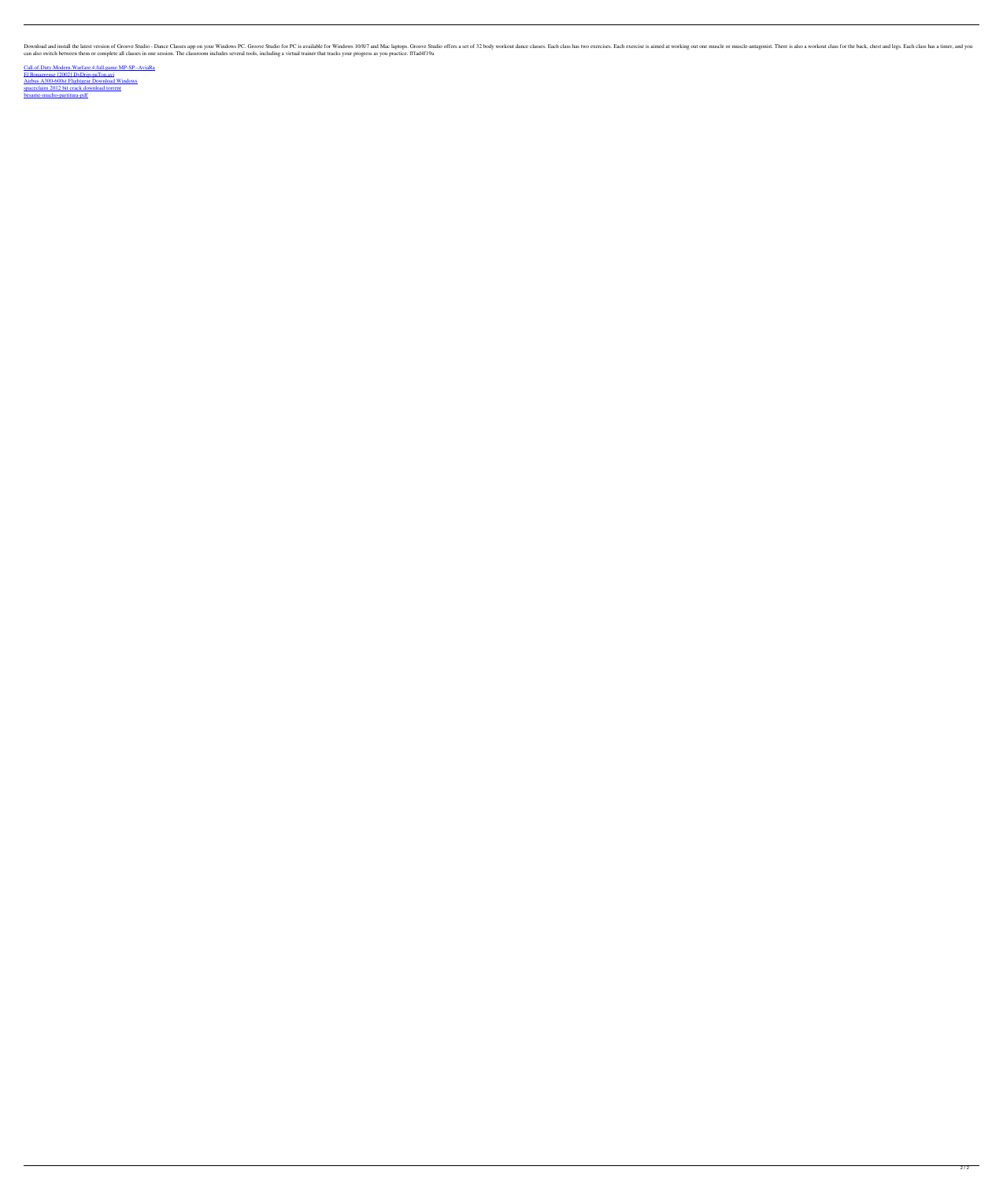Download and install the latest version of Groove Studio - Dance Classes app on your Windows PC. Groove Studio for PC is available for Windows 10/8/7 and Mac laptops. Groove Studio offers a set of 32 body workout dance classes. Each class has two exercises. Each exercise is aimed at working out one muscle or muscle-antagonist. There is also a workout class for the back, chest and legs. Each class has a timer, and you can also switch between them or complete all classes in one session. The classroom includes several tools, including a virtual trainer that tracks your progress as you practice. ff1ad4f19a

Call.of.Duty.Modern.Warfare.4.full.game.MP-SP - AviaRa
El Bonaerense 1[2002] DvDrip-psTon.avi
Airbus A300-600st Flightgear Download Windows
spaceclaim 2012 bit crack download torrent
besame-mucho-partitura-pdf